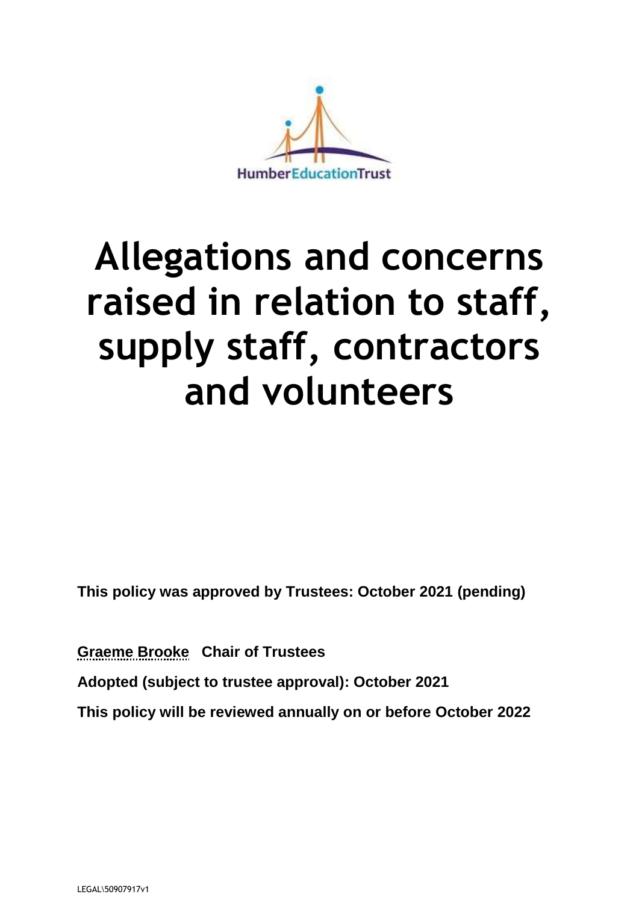HumberEducationTrust

# Allegations and concerns raised in relation to staff, supply staff, contractors and volunteers

**This policy was approved by Trustees: October 2021 (pending)**

**Graeme Brooke Chair of Trustees**

**Adopted (subject to trustee approval): October 2021**

**This policy will be reviewed annually on or before October 2022**

LEGAL\50907917v1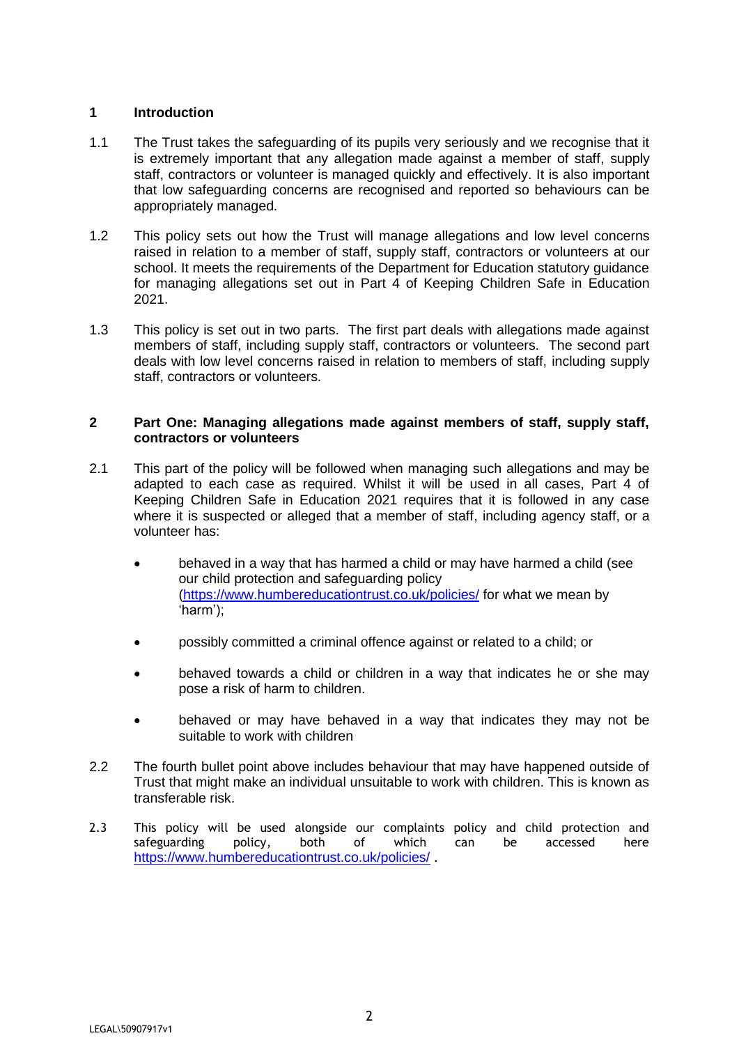## 1 Introduction

1.1 The Trust takes the safeguarding of its pupils very seriously and we recognise that it is extremely important that any allegation made against a member of staff, supply staff, contractors or volunteer is managed quickly and effectively. It is also important that low safeguarding concerns are recognised and reported so behaviours can be appropriately managed.

1.2 This policy sets out how the Trust will manage allegations and low level concerns raised in relation to a member of staff, supply staff, contractors or volunteers at our school. It meets the requirements of the Department for Education statutory guidance for managing allegations set out in Part 4 of Keeping Children Safe in Education 2021.

1.3 This policy is set out in two parts. The first part deals with allegations made against members of staff, including supply staff, contractors or volunteers. The second part deals with low level concerns raised in relation to members of staff, including supply staff, contractors or volunteers.

## 2 Part One: Managing allegations made against members of staff, supply staff, contractors or volunteers

2.1 This part of the policy will be followed when managing such allegations and may be adapted to each case as required. Whilst it will be used in all cases, Part 4 of Keeping Children Safe in Education 2021 requires that it is followed in any case where it is suspected or alleged that a member of staff, including agency staff, or a volunteer has:

- behaved in a way that has harmed a child or may have harmed a child (see our child protection and safeguarding policy (https://www.humbereducationtrust.co.uk/policies/ for what we mean by 'harm');
- possibly committed a criminal offence against or related to a child; or
- behaved towards a child or children in a way that indicates he or she may pose a risk of harm to children.
- behaved or may have behaved in a way that indicates they may not be suitable to work with children

2.2 The fourth bullet point above includes behaviour that may have happened outside of Trust that might make an individual unsuitable to work with children. This is known as transferable risk.

2.3 This policy will be used alongside our complaints policy and child protection and safeguarding policy, both of which can be accessed here https://www.humbereducationtrust.co.uk/policies/ .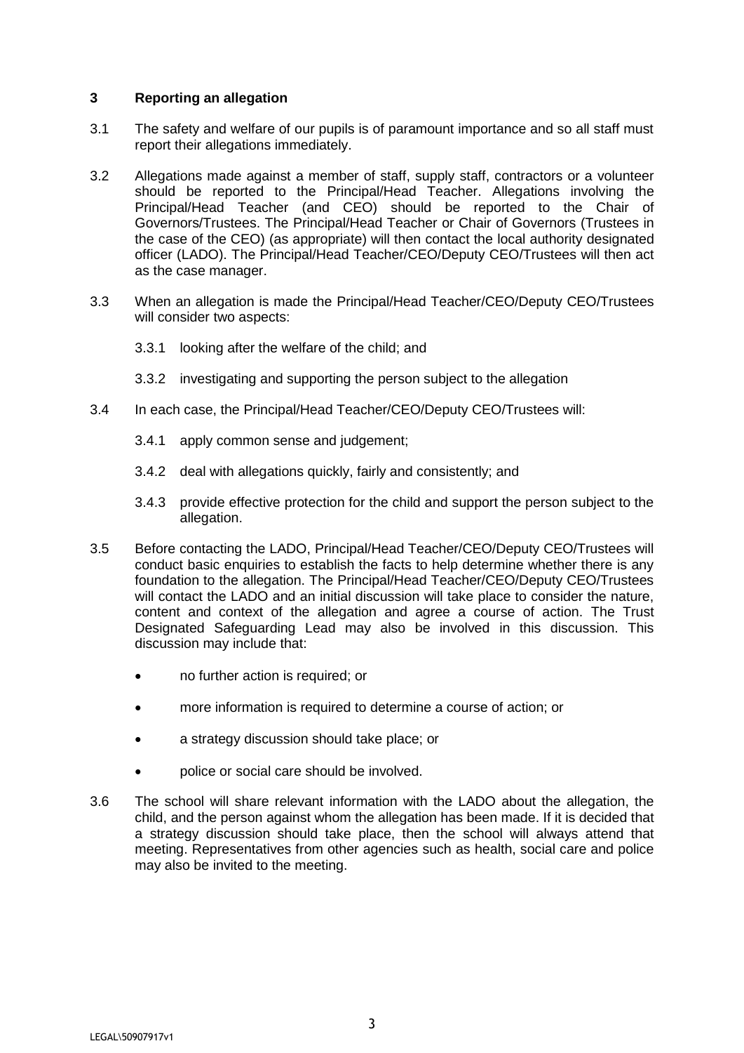## 3 Reporting an allegation

3.1 The safety and welfare of our pupils is of paramount importance and so all staff must report their allegations immediately.

3.2 Allegations made against a member of staff, supply staff, contractors or a volunteer should be reported to the Principal/Head Teacher. Allegations involving the Principal/Head Teacher (and CEO) should be reported to the Chair of Governors/Trustees. The Principal/Head Teacher or Chair of Governors (Trustees in the case of the CEO) (as appropriate) will then contact the local authority designated officer (LADO). The Principal/Head Teacher/CEO/Deputy CEO/Trustees will then act as the case manager.

3.3 When an allegation is made the Principal/Head Teacher/CEO/Deputy CEO/Trustees will consider two aspects:

3.3.1 looking after the welfare of the child; and

3.3.2 investigating and supporting the person subject to the allegation

3.4 In each case, the Principal/Head Teacher/CEO/Deputy CEO/Trustees will:

3.4.1 apply common sense and judgement;

3.4.2 deal with allegations quickly, fairly and consistently; and

3.4.3 provide effective protection for the child and support the person subject to the allegation.

3.5 Before contacting the LADO, Principal/Head Teacher/CEO/Deputy CEO/Trustees will conduct basic enquiries to establish the facts to help determine whether there is any foundation to the allegation. The Principal/Head Teacher/CEO/Deputy CEO/Trustees will contact the LADO and an initial discussion will take place to consider the nature, content and context of the allegation and agree a course of action. The Trust Designated Safeguarding Lead may also be involved in this discussion. This discussion may include that:

- no further action is required; or
- more information is required to determine a course of action; or
- a strategy discussion should take place; or
- police or social care should be involved.

3.6 The school will share relevant information with the LADO about the allegation, the child, and the person against whom the allegation has been made. If it is decided that a strategy discussion should take place, then the school will always attend that meeting. Representatives from other agencies such as health, social care and police may also be invited to the meeting.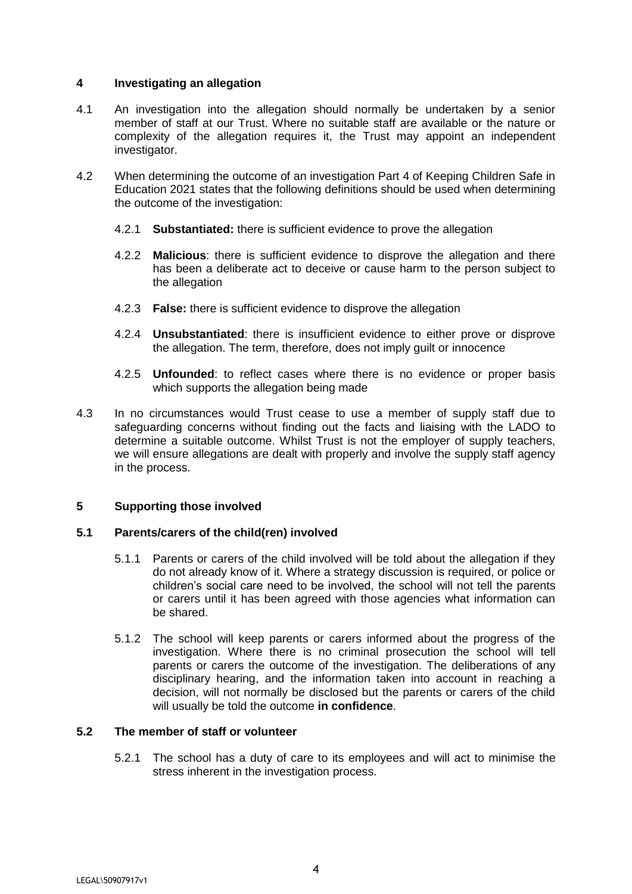## 4 Investigating an allegation

4.1 An investigation into the allegation should normally be undertaken by a senior member of staff at our Trust. Where no suitable staff are available or the nature or complexity of the allegation requires it, the Trust may appoint an independent investigator.

4.2 When determining the outcome of an investigation Part 4 of Keeping Children Safe in Education 2021 states that the following definitions should be used when determining the outcome of the investigation:

4.2.1 **Substantiated:** there is sufficient evidence to prove the allegation

4.2.2 **Malicious**: there is sufficient evidence to disprove the allegation and there has been a deliberate act to deceive or cause harm to the person subject to the allegation

4.2.3 **False:** there is sufficient evidence to disprove the allegation

4.2.4 **Unsubstantiated**: there is insufficient evidence to either prove or disprove the allegation. The term, therefore, does not imply guilt or innocence

4.2.5 **Unfounded**: to reflect cases where there is no evidence or proper basis which supports the allegation being made

4.3 In no circumstances would Trust cease to use a member of supply staff due to safeguarding concerns without finding out the facts and liaising with the LADO to determine a suitable outcome. Whilst Trust is not the employer of supply teachers, we will ensure allegations are dealt with properly and involve the supply staff agency in the process.

## 5 Supporting those involved

### 5.1 Parents/carers of the child(ren) involved

5.1.1 Parents or carers of the child involved will be told about the allegation if they do not already know of it. Where a strategy discussion is required, or police or children's social care need to be involved, the school will not tell the parents or carers until it has been agreed with those agencies what information can be shared.

5.1.2 The school will keep parents or carers informed about the progress of the investigation. Where there is no criminal prosecution the school will tell parents or carers the outcome of the investigation. The deliberations of any disciplinary hearing, and the information taken into account in reaching a decision, will not normally be disclosed but the parents or carers of the child will usually be told the outcome **in confidence**.

### 5.2 The member of staff or volunteer

5.2.1 The school has a duty of care to its employees and will act to minimise the stress inherent in the investigation process.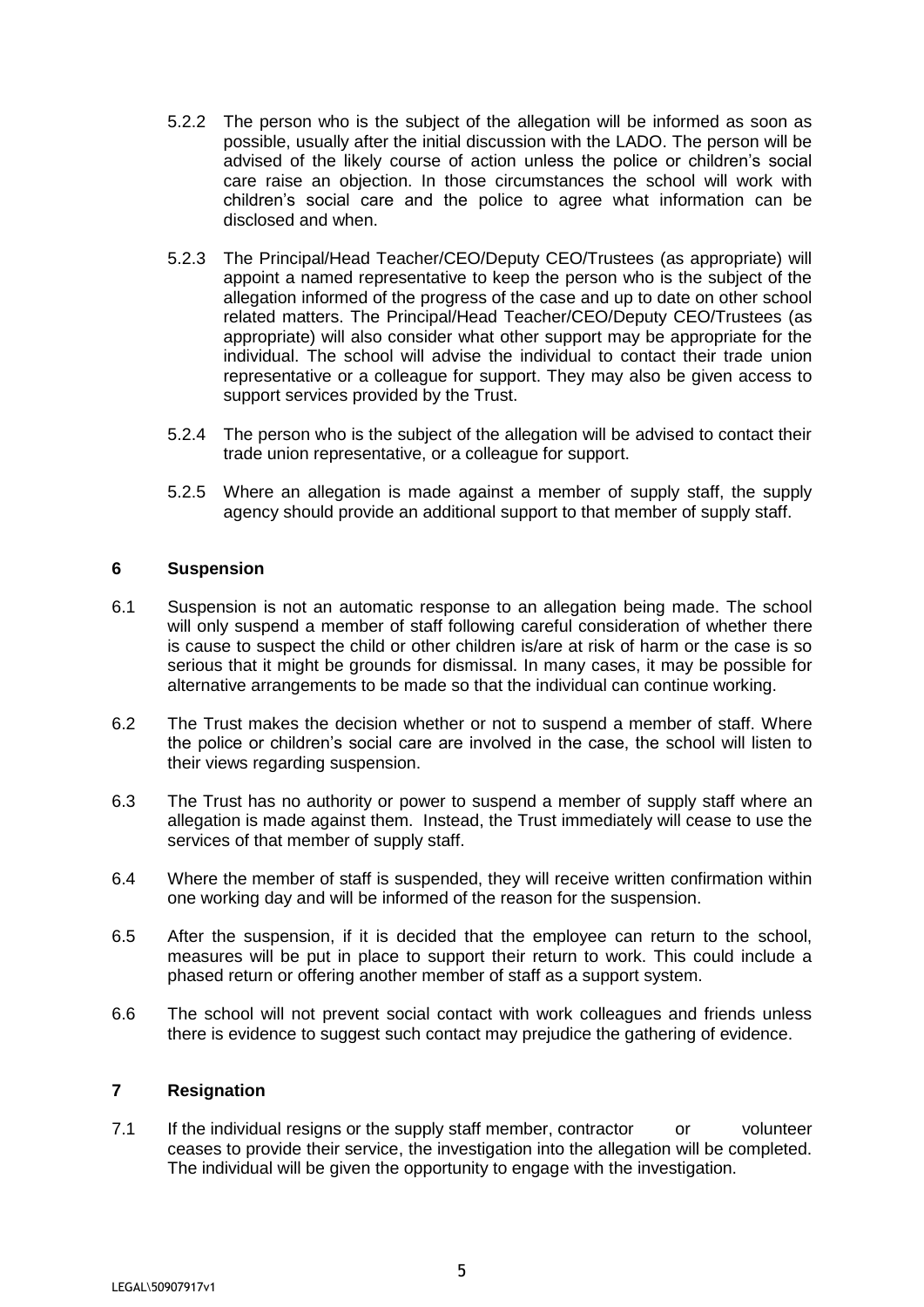5.2.2 The person who is the subject of the allegation will be informed as soon as possible, usually after the initial discussion with the LADO. The person will be advised of the likely course of action unless the police or children's social care raise an objection. In those circumstances the school will work with children's social care and the police to agree what information can be disclosed and when.

5.2.3 The Principal/Head Teacher/CEO/Deputy CEO/Trustees (as appropriate) will appoint a named representative to keep the person who is the subject of the allegation informed of the progress of the case and up to date on other school related matters. The Principal/Head Teacher/CEO/Deputy CEO/Trustees (as appropriate) will also consider what other support may be appropriate for the individual. The school will advise the individual to contact their trade union representative or a colleague for support. They may also be given access to support services provided by the Trust.

5.2.4 The person who is the subject of the allegation will be advised to contact their trade union representative, or a colleague for support.

5.2.5 Where an allegation is made against a member of supply staff, the supply agency should provide an additional support to that member of supply staff.

## 6 Suspension

6.1 Suspension is not an automatic response to an allegation being made. The school will only suspend a member of staff following careful consideration of whether there is cause to suspect the child or other children is/are at risk of harm or the case is so serious that it might be grounds for dismissal. In many cases, it may be possible for alternative arrangements to be made so that the individual can continue working.

6.2 The Trust makes the decision whether or not to suspend a member of staff. Where the police or children's social care are involved in the case, the school will listen to their views regarding suspension.

6.3 The Trust has no authority or power to suspend a member of supply staff where an allegation is made against them. Instead, the Trust immediately will cease to use the services of that member of supply staff.

6.4 Where the member of staff is suspended, they will receive written confirmation within one working day and will be informed of the reason for the suspension.

6.5 After the suspension, if it is decided that the employee can return to the school, measures will be put in place to support their return to work. This could include a phased return or offering another member of staff as a support system.

6.6 The school will not prevent social contact with work colleagues and friends unless there is evidence to suggest such contact may prejudice the gathering of evidence.

## 7 Resignation

7.1 If the individual resigns or the supply staff member, contractor or volunteer ceases to provide their service, the investigation into the allegation will be completed. The individual will be given the opportunity to engage with the investigation.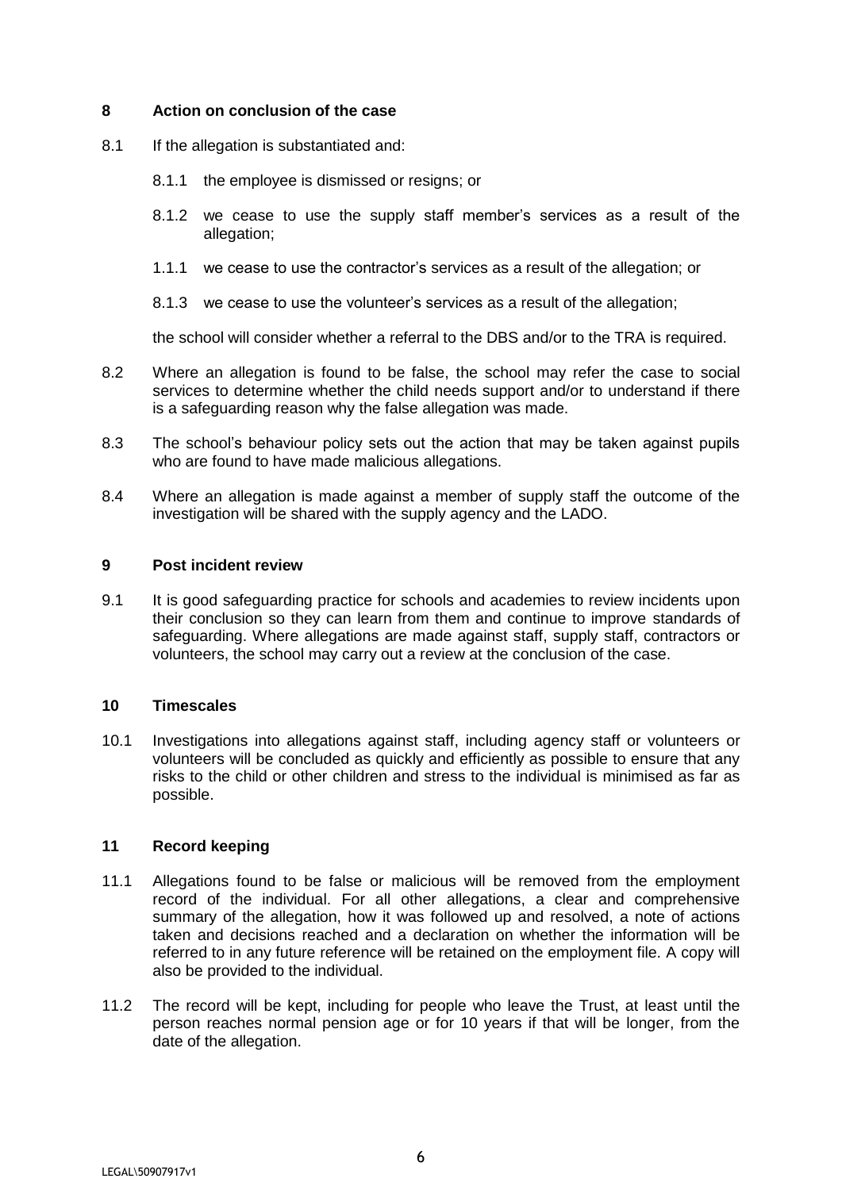## 8 Action on conclusion of the case

8.1 If the allegation is substantiated and:

8.1.1 the employee is dismissed or resigns; or

8.1.2 we cease to use the supply staff member's services as a result of the allegation;

1.1.1 we cease to use the contractor's services as a result of the allegation; or

8.1.3 we cease to use the volunteer's services as a result of the allegation;

the school will consider whether a referral to the DBS and/or to the TRA is required.

8.2 Where an allegation is found to be false, the school may refer the case to social services to determine whether the child needs support and/or to understand if there is a safeguarding reason why the false allegation was made.

8.3 The school's behaviour policy sets out the action that may be taken against pupils who are found to have made malicious allegations.

8.4 Where an allegation is made against a member of supply staff the outcome of the investigation will be shared with the supply agency and the LADO.

## 9 Post incident review

9.1 It is good safeguarding practice for schools and academies to review incidents upon their conclusion so they can learn from them and continue to improve standards of safeguarding. Where allegations are made against staff, supply staff, contractors or volunteers, the school may carry out a review at the conclusion of the case.

## 10 Timescales

10.1 Investigations into allegations against staff, including agency staff or volunteers or volunteers will be concluded as quickly and efficiently as possible to ensure that any risks to the child or other children and stress to the individual is minimised as far as possible.

## 11 Record keeping

11.1 Allegations found to be false or malicious will be removed from the employment record of the individual. For all other allegations, a clear and comprehensive summary of the allegation, how it was followed up and resolved, a note of actions taken and decisions reached and a declaration on whether the information will be referred to in any future reference will be retained on the employment file. A copy will also be provided to the individual.

11.2 The record will be kept, including for people who leave the Trust, at least until the person reaches normal pension age or for 10 years if that will be longer, from the date of the allegation.

LEGAL\50907917v1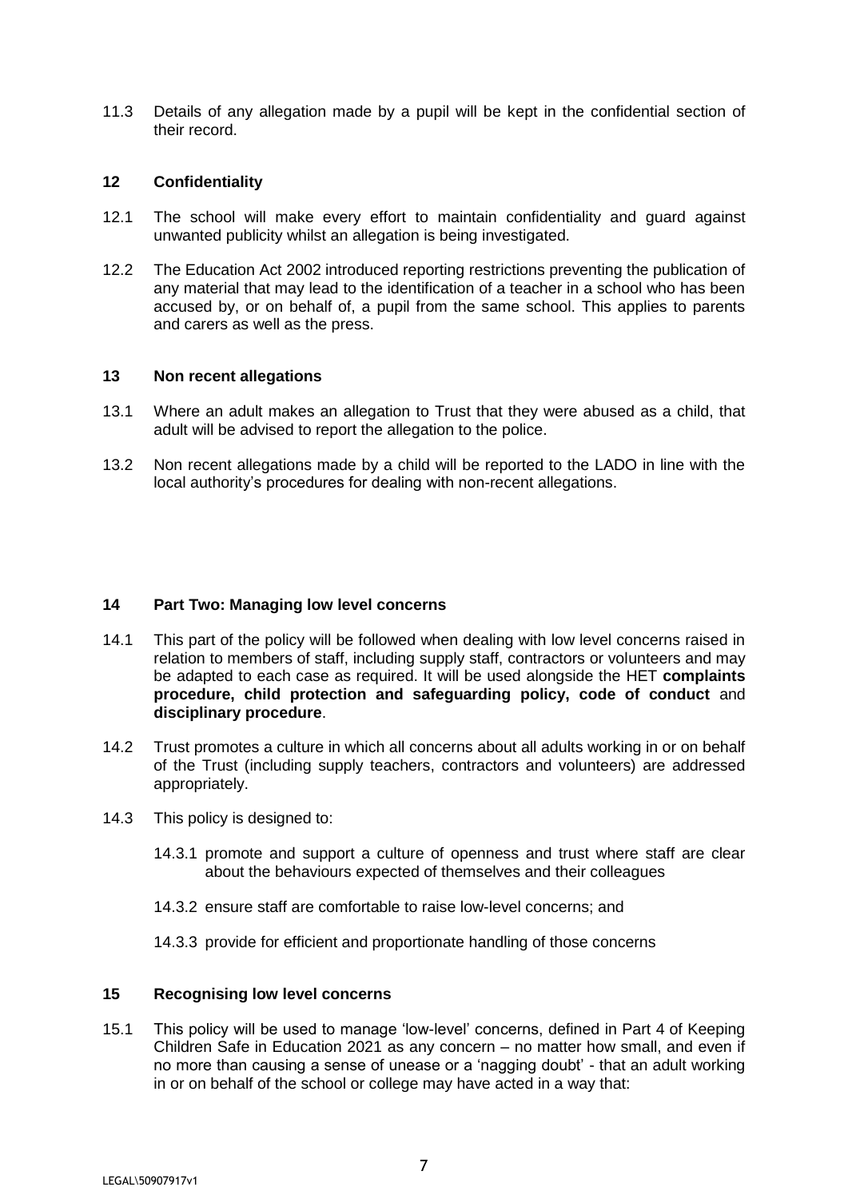11.3 Details of any allegation made by a pupil will be kept in the confidential section of their record.

## 12 Confidentiality

12.1 The school will make every effort to maintain confidentiality and guard against unwanted publicity whilst an allegation is being investigated.

12.2 The Education Act 2002 introduced reporting restrictions preventing the publication of any material that may lead to the identification of a teacher in a school who has been accused by, or on behalf of, a pupil from the same school. This applies to parents and carers as well as the press.

## 13 Non recent allegations

13.1 Where an adult makes an allegation to Trust that they were abused as a child, that adult will be advised to report the allegation to the police.

13.2 Non recent allegations made by a child will be reported to the LADO in line with the local authority's procedures for dealing with non-recent allegations.

## 14 Part Two: Managing low level concerns

14.1 This part of the policy will be followed when dealing with low level concerns raised in relation to members of staff, including supply staff, contractors or volunteers and may be adapted to each case as required. It will be used alongside the HET **complaints procedure, child protection and safeguarding policy, code of conduct** and **disciplinary procedure**.

14.2 Trust promotes a culture in which all concerns about all adults working in or on behalf of the Trust (including supply teachers, contractors and volunteers) are addressed appropriately.

14.3 This policy is designed to:

14.3.1 promote and support a culture of openness and trust where staff are clear about the behaviours expected of themselves and their colleagues

14.3.2 ensure staff are comfortable to raise low-level concerns; and

14.3.3 provide for efficient and proportionate handling of those concerns

## 15 Recognising low level concerns

15.1 This policy will be used to manage 'low-level' concerns, defined in Part 4 of Keeping Children Safe in Education 2021 as any concern – no matter how small, and even if no more than causing a sense of unease or a 'nagging doubt' - that an adult working in or on behalf of the school or college may have acted in a way that: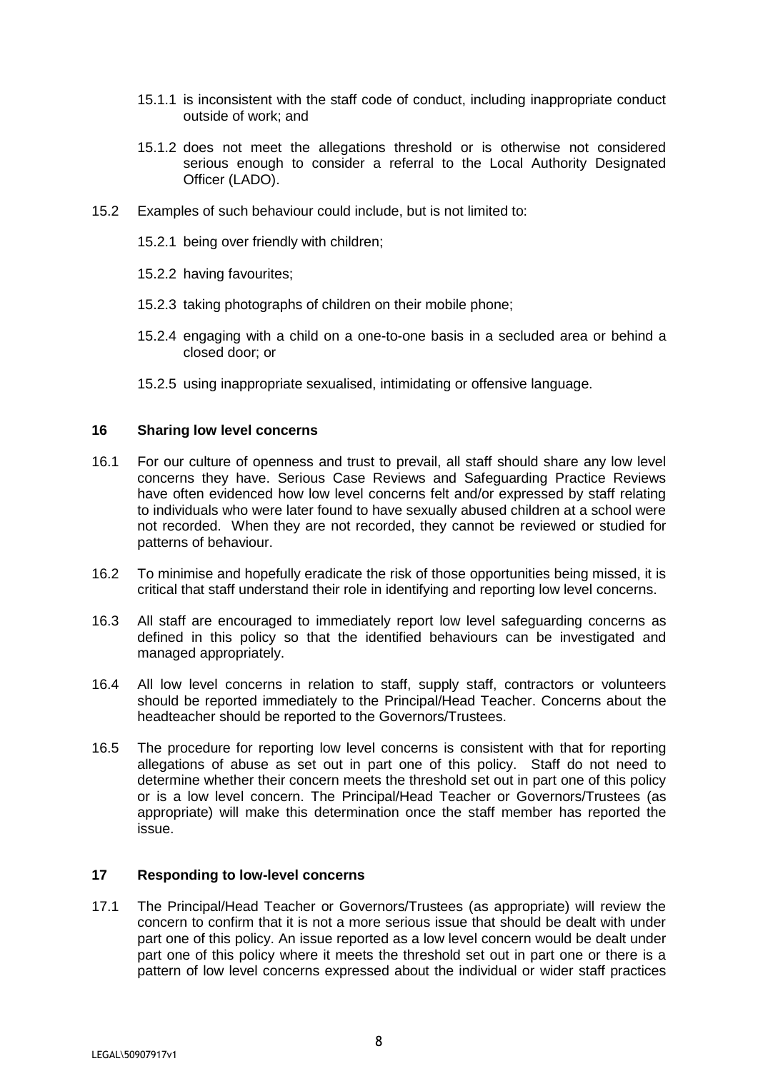15.1.1 is inconsistent with the staff code of conduct, including inappropriate conduct outside of work; and

15.1.2 does not meet the allegations threshold or is otherwise not considered serious enough to consider a referral to the Local Authority Designated Officer (LADO).

15.2 Examples of such behaviour could include, but is not limited to:

15.2.1 being over friendly with children;

15.2.2 having favourites;

15.2.3 taking photographs of children on their mobile phone;

15.2.4 engaging with a child on a one-to-one basis in a secluded area or behind a closed door; or

15.2.5 using inappropriate sexualised, intimidating or offensive language.

## 16 Sharing low level concerns

16.1 For our culture of openness and trust to prevail, all staff should share any low level concerns they have. Serious Case Reviews and Safeguarding Practice Reviews have often evidenced how low level concerns felt and/or expressed by staff relating to individuals who were later found to have sexually abused children at a school were not recorded. When they are not recorded, they cannot be reviewed or studied for patterns of behaviour.

16.2 To minimise and hopefully eradicate the risk of those opportunities being missed, it is critical that staff understand their role in identifying and reporting low level concerns.

16.3 All staff are encouraged to immediately report low level safeguarding concerns as defined in this policy so that the identified behaviours can be investigated and managed appropriately.

16.4 All low level concerns in relation to staff, supply staff, contractors or volunteers should be reported immediately to the Principal/Head Teacher. Concerns about the headteacher should be reported to the Governors/Trustees.

16.5 The procedure for reporting low level concerns is consistent with that for reporting allegations of abuse as set out in part one of this policy. Staff do not need to determine whether their concern meets the threshold set out in part one of this policy or is a low level concern. The Principal/Head Teacher or Governors/Trustees (as appropriate) will make this determination once the staff member has reported the issue.

## 17 Responding to low-level concerns

17.1 The Principal/Head Teacher or Governors/Trustees (as appropriate) will review the concern to confirm that it is not a more serious issue that should be dealt with under part one of this policy. An issue reported as a low level concern would be dealt under part one of this policy where it meets the threshold set out in part one or there is a pattern of low level concerns expressed about the individual or wider staff practices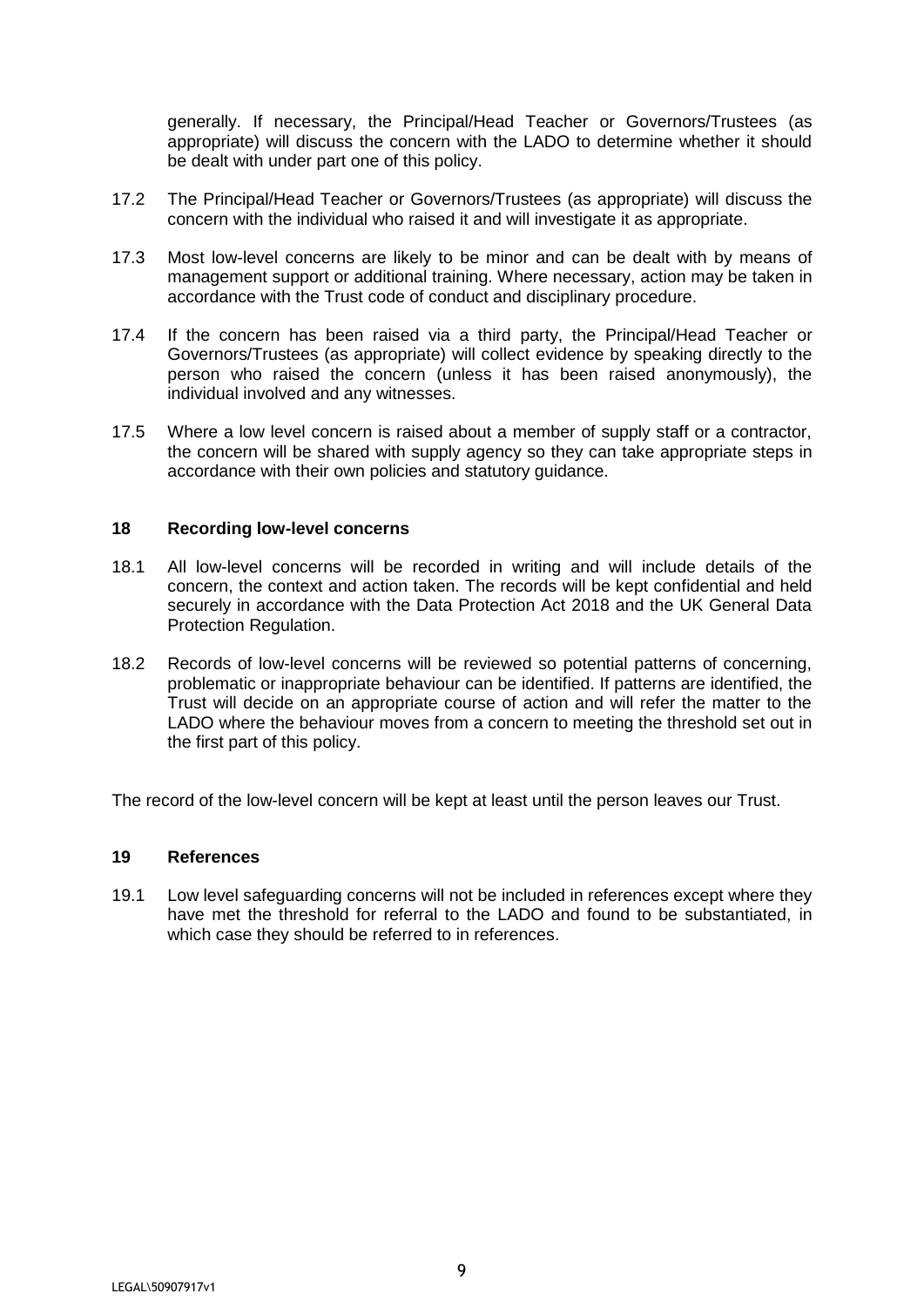generally. If necessary, the Principal/Head Teacher or Governors/Trustees (as appropriate) will discuss the concern with the LADO to determine whether it should be dealt with under part one of this policy.

17.2 The Principal/Head Teacher or Governors/Trustees (as appropriate) will discuss the concern with the individual who raised it and will investigate it as appropriate.

17.3 Most low-level concerns are likely to be minor and can be dealt with by means of management support or additional training. Where necessary, action may be taken in accordance with the Trust code of conduct and disciplinary procedure.

17.4 If the concern has been raised via a third party, the Principal/Head Teacher or Governors/Trustees (as appropriate) will collect evidence by speaking directly to the person who raised the concern (unless it has been raised anonymously), the individual involved and any witnesses.

17.5 Where a low level concern is raised about a member of supply staff or a contractor, the concern will be shared with supply agency so they can take appropriate steps in accordance with their own policies and statutory guidance.

## 18 Recording low-level concerns

18.1 All low-level concerns will be recorded in writing and will include details of the concern, the context and action taken. The records will be kept confidential and held securely in accordance with the Data Protection Act 2018 and the UK General Data Protection Regulation.

18.2 Records of low-level concerns will be reviewed so potential patterns of concerning, problematic or inappropriate behaviour can be identified. If patterns are identified, the Trust will decide on an appropriate course of action and will refer the matter to the LADO where the behaviour moves from a concern to meeting the threshold set out in the first part of this policy.

The record of the low-level concern will be kept at least until the person leaves our Trust.

## 19 References

19.1 Low level safeguarding concerns will not be included in references except where they have met the threshold for referral to the LADO and found to be substantiated, in which case they should be referred to in references.